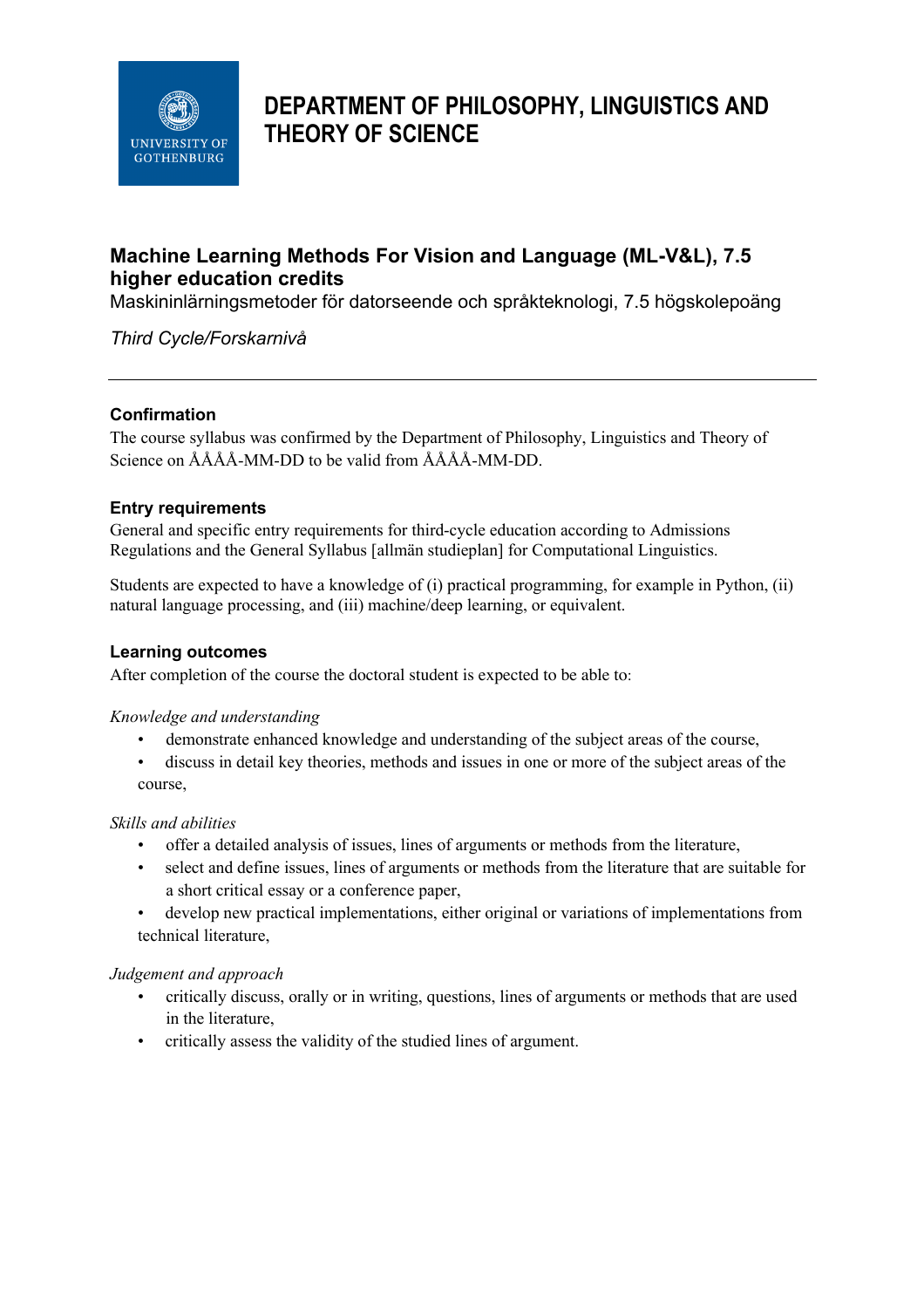# DEPARTMENT OF PHILOSOPHY, LINGUISTICS AND THEORY OF SCIENCE

## Machine Learning Methods For Vision and Language (ML-V&L), 7.5 higher education credits

Maskininlärningsmetoder för datorseende och språkteknologi, 7.5 högskolepoäng

*Third Cycle/Forskarnivå*

---

### Confirmation

The course syllabus was confirmed by the Department of Philosophy, Linguistics and Theory of Science on ÅÅÅÅ-MM-DD to be valid from ÅÅÅÅ-MM-DD.

### Entry requirements

General and specific entry requirements for third-cycle education according to Admissions Regulations and the General Syllabus [allmän studieplan] for Computational Linguistics.

Students are expected to have a knowledge of (i) practical programming, for example in Python, (ii) natural language processing, and (iii) machine/deep learning, or equivalent.

### Learning outcomes

After completion of the course the doctoral student is expected to be able to:

*Knowledge and understanding*

- demonstrate enhanced knowledge and understanding of the subject areas of the course,
- discuss in detail key theories, methods and issues in one or more of the subject areas of the course,

*Skills and abilities*

- offer a detailed analysis of issues, lines of arguments or methods from the literature,
- select and define issues, lines of arguments or methods from the literature that are suitable for a short critical essay or a conference paper,
- develop new practical implementations, either original or variations of implementations from technical literature,

*Judgement and approach*

- critically discuss, orally or in writing, questions, lines of arguments or methods that are used in the literature,
- critically assess the validity of the studied lines of argument.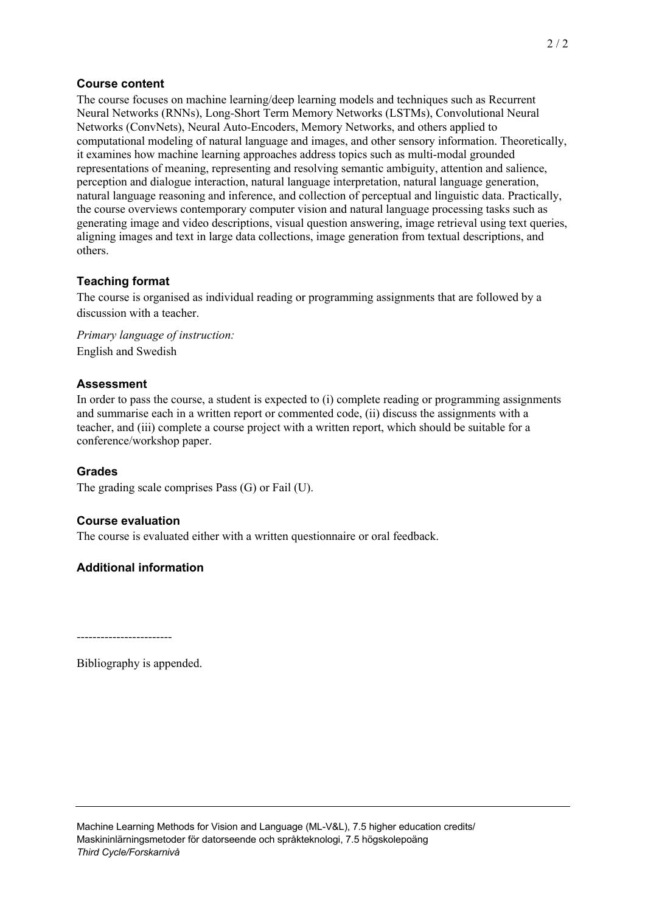## Course content

The course focuses on machine learning/deep learning models and techniques such as Recurrent Neural Networks (RNNs), Long-Short Term Memory Networks (LSTMs), Convolutional Neural Networks (ConvNets), Neural Auto-Encoders, Memory Networks, and others applied to computational modeling of natural language and images, and other sensory information. Theoretically, it examines how machine learning approaches address topics such as multi-modal grounded representations of meaning, representing and resolving semantic ambiguity, attention and salience, perception and dialogue interaction, natural language interpretation, natural language generation, natural language reasoning and inference, and collection of perceptual and linguistic data. Practically, the course overviews contemporary computer vision and natural language processing tasks such as generating image and video descriptions, visual question answering, image retrieval using text queries, aligning images and text in large data collections, image generation from textual descriptions, and others.

## Teaching format

The course is organised as individual reading or programming assignments that are followed by a discussion with a teacher.

*Primary language of instruction:*
English and Swedish

## Assessment

In order to pass the course, a student is expected to (i) complete reading or programming assignments and summarise each in a written report or commented code, (ii) discuss the assignments with a teacher, and (iii) complete a course project with a written report, which should be suitable for a conference/workshop paper.

## Grades

The grading scale comprises Pass (G) or Fail (U).

## Course evaluation

The course is evaluated either with a written questionnaire or oral feedback.

## Additional information

------------------------

Bibliography is appended.

Machine Learning Methods for Vision and Language (ML-V&L), 7.5 higher education credits/
Maskininlärningsmetoder för datorseende och språkteknologi, 7.5 högskolepoäng
*Third Cycle/Forskarnivå*